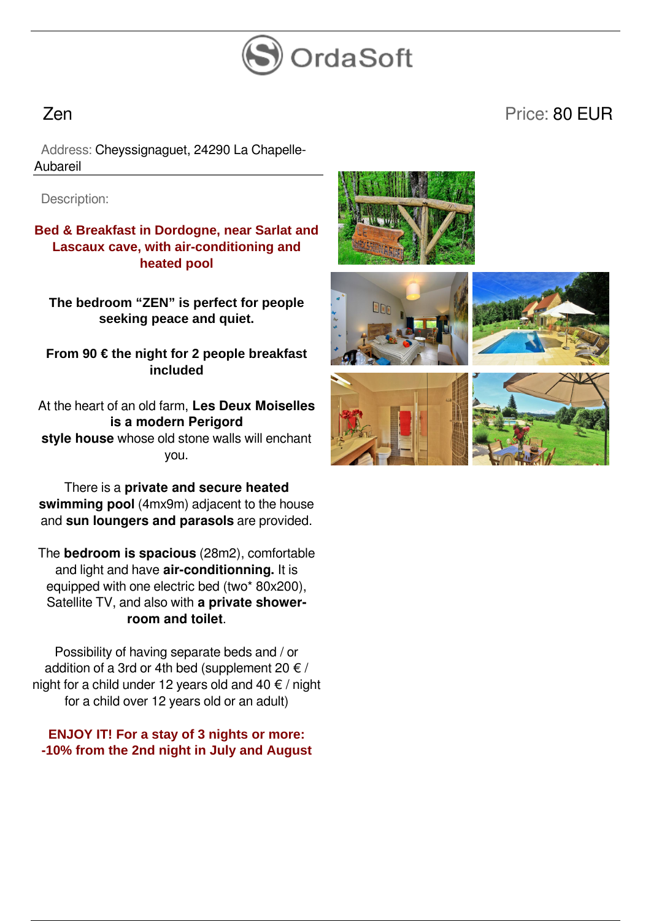# Zen

Price: 80 EUR

Address: Cheyssignaguet, 24290 La Chapelle-Aubareil

Description:

**Bed & Breakfast in Dordogne, near Sarlat and Lascaux cave, with air-conditioning and heated pool**

**The bedroom “ZEN” is perfect for people seeking peace and quiet.**

**From 90 € the night for 2 people breakfast included**

At the heart of an old farm, **Les Deux Moiselles is a modern Perigord style house** whose old stone walls will enchant you.

There is a **private and secure heated swimming pool** (4mx9m) adjacent to the house and **sun loungers and parasols** are provided.

The **bedroom is spacious** (28m2), comfortable and light and have **air-conditionning.** It is equipped with one electric bed (two* 80x200), Satellite TV, and also with **a private shower-room and toilet**.

Possibility of having separate beds and / or addition of a 3rd or 4th bed (supplement 20 € / night for a child under 12 years old and 40 € / night for a child over 12 years old or an adult)

**ENJOY IT! For a stay of 3 nights or more: -10% from the 2nd night in July and August**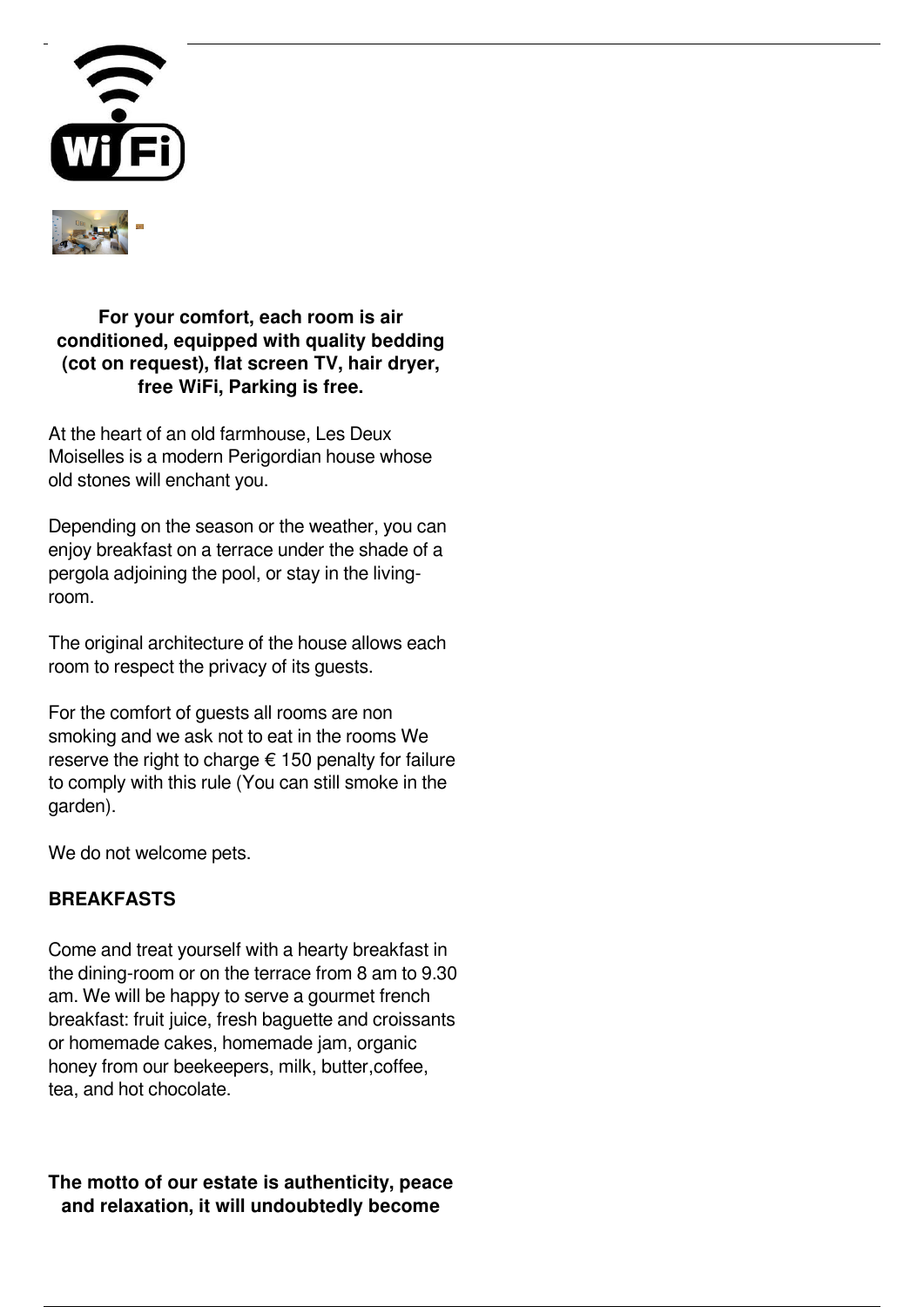**For your comfort, each room is air conditioned, equipped with quality bedding (cot on request), flat screen TV, hair dryer, free WiFi, Parking is free.**

At the heart of an old farmhouse, Les Deux Moiselles is a modern Perigordian house whose old stones will enchant you.

Depending on the season or the weather, you can enjoy breakfast on a terrace under the shade of a pergola adjoining the pool, or stay in the living-room.

The original architecture of the house allows each room to respect the privacy of its guests.

For the comfort of guests all rooms are non smoking and we ask not to eat in the rooms We reserve the right to charge € 150 penalty for failure to comply with this rule (You can still smoke in the garden).

We do not welcome pets.

**BREAKFASTS**

Come and treat yourself with a hearty breakfast in the dining-room or on the terrace from 8 am to 9.30 am. We will be happy to serve a gourmet french breakfast: fruit juice, fresh baguette and croissants or homemade cakes, homemade jam, organic honey from our beekeepers, milk, butter,coffee, tea, and hot chocolate.

**The motto of our estate is authenticity, peace and relaxation, it will undoubtedly become**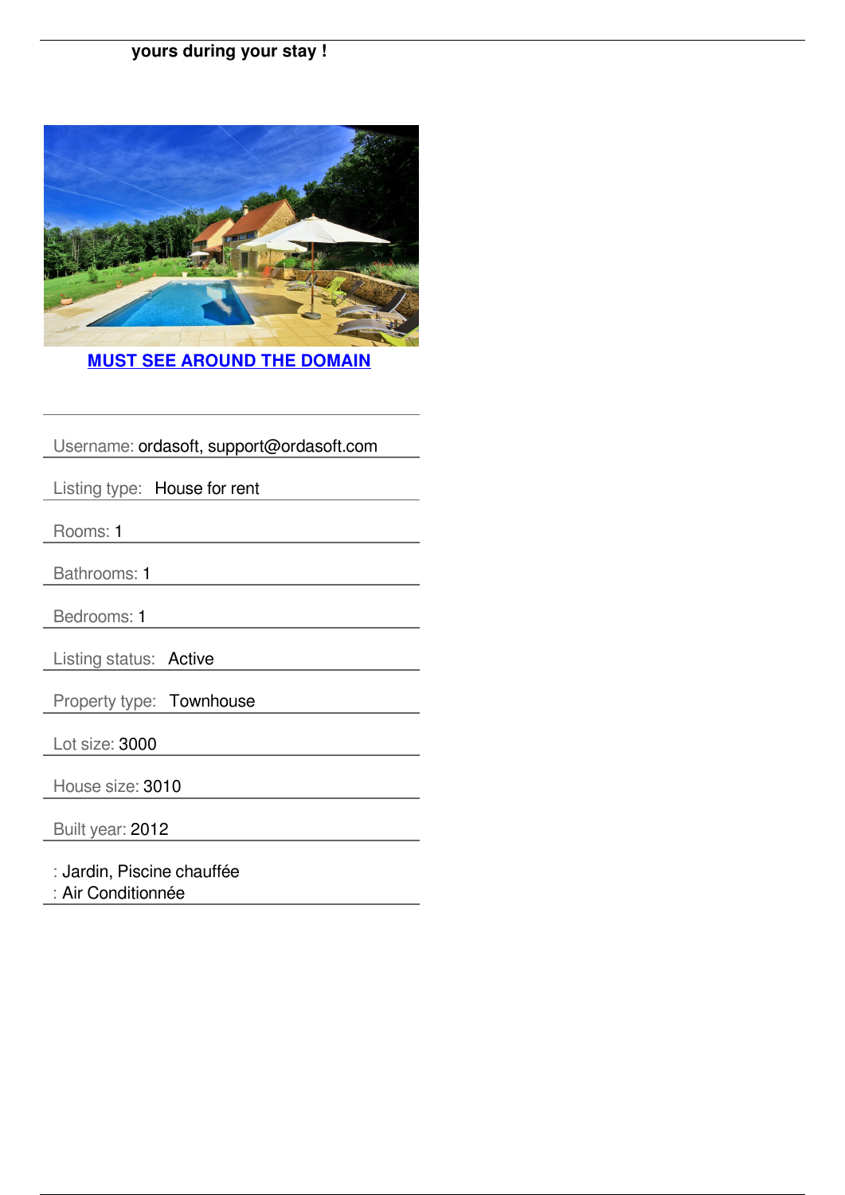**yours during your stay !**

**MUST SEE AROUND THE DOMAIN**

Username: ordasoft, support@ordasoft.com

Listing type: House for rent

Rooms: 1

Bathrooms: 1

Bedrooms: 1

Listing status: Active

Property type: Townhouse

Lot size: 3000

House size: 3010

Built year: 2012

: Jardin, Piscine chauffée
: Air Conditionnée